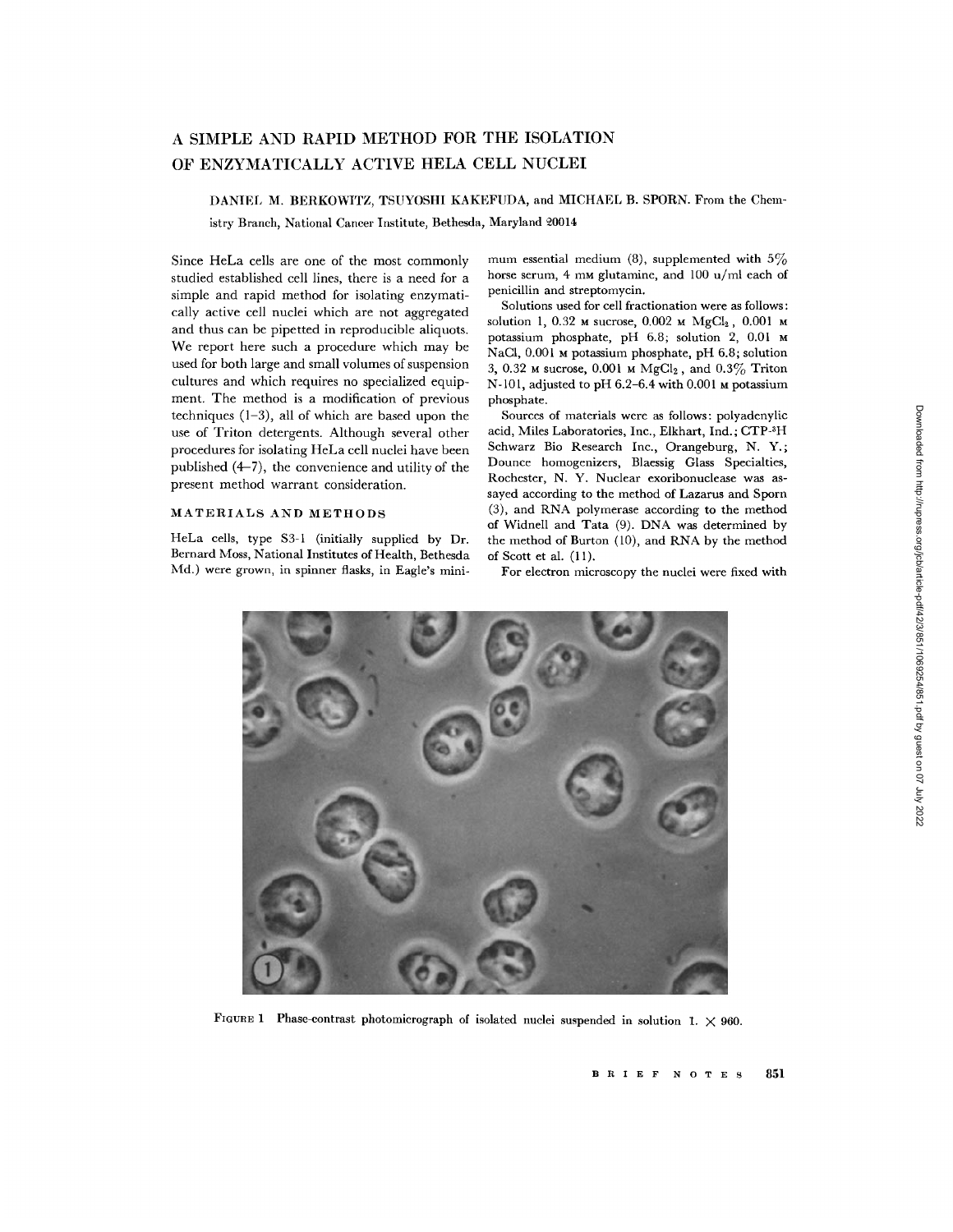# A SIMPLE AND RAPID METHOD FOR THE ISOLATION OF ENZYMATICALLY ACTIVE HELA CELL NUCLEI

DANIEL M. BERKOWITZ, TSUYOSHI KAKEFUDA, and MICHAEL B. SPORN. From the Chemistry Branch, National Cancer Institute, Bethesda, Maryland 20014

Since HeLa cells are one of the most commonly studied established cell lines, there is a need for a simple and rapid method for isolating enzymatically active cell nuclei which are not aggregated and thus can be pipetted in reproducible aliquots. We report here such a procedure which may be used for both large and small volumes of suspension cultures and which requires no specialized equipment. The method is a modification of previous techniques (1–3), all of which are based upon the use of Triton detergents. Although several other procedures for isolating HeLa cell nuclei have been published (4–7), the convenience and utility of the present method warrant consideration.

## MATERIALS AND METHODS

HeLa cells, type S3-1 (initially supplied by Dr. Bernard Moss, National Institutes of Health, Bethesda Md.) were grown, in spinner flasks, in Eagle's minimum essential medium (8), supplemented with 5% horse serum, 4 mM glutamine, and 100 u/ml each of penicillin and streptomycin.

Solutions used for cell fractionation were as follows: solution 1, 0.32 M sucrose, 0.002 M $MgCl_2$, 0.001 M potassium phosphate, pH 6.8; solution 2, 0.01 M NaCl, 0.001 M potassium phosphate, pH 6.8; solution 3, 0.32 M sucrose, 0.001 M $MgCl_2$, and 0.3% Triton N-101, adjusted to pH 6.2–6.4 with 0.001 M potassium phosphate.

Sources of materials were as follows: polyadenylic acid, Miles Laboratories, Inc., Elkhart, Ind.; CTP-$^3$H Schwarz Bio Research Inc., Orangeburg, N. Y.; Dounce homogenizers, Blaessig Glass Specialties, Rochester, N. Y. Nuclear exoribonuclease was assayed according to the method of Lazarus and Sporn (3), and RNA polymerase according to the method of Widnell and Tata (9). DNA was determined by the method of Burton (10), and RNA by the method of Scott et al. (11).

For electron microscopy the nuclei were fixed with

FIGURE 1 Phase-contrast photomicrograph of isolated nuclei suspended in solution 1. × 960.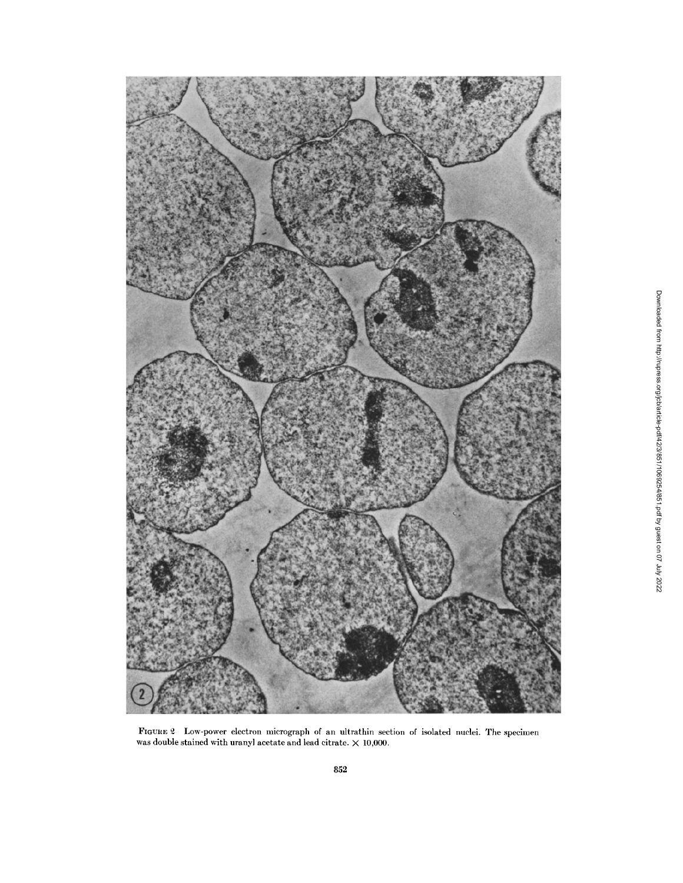FIGURE 2 Low-power electron micrograph of an ultrathin section of isolated nuclei. The specimen was double stained with uranyl acetate and lead citrate. × 10,000.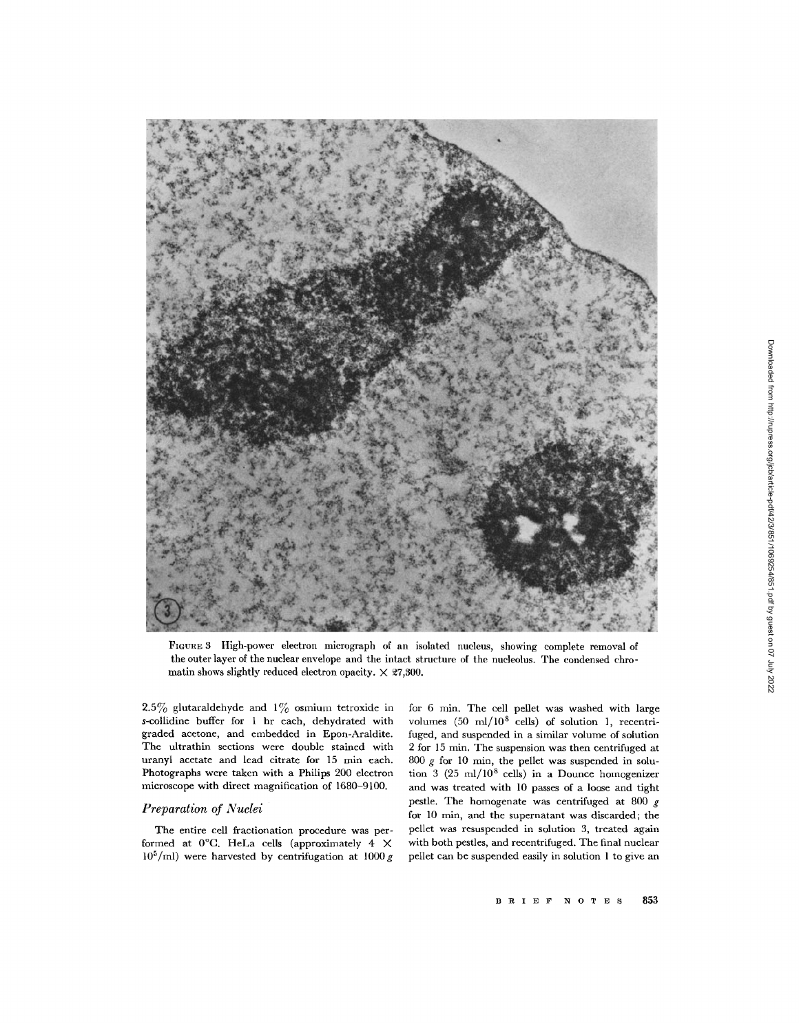FIGURE 3 High-power electron micrograph of an isolated nucleus, showing complete removal of the outer layer of the nuclear envelope and the intact structure of the nucleolus. The condensed chromatin shows slightly reduced electron opacity. × 27,300.

2.5% glutaraldehyde and 1% osmium tetroxide in *s*-collidine buffer for 1 hr each, dehydrated with graded acetone, and embedded in Epon-Araldite. The ultrathin sections were double stained with uranyl acetate and lead citrate for 15 min each. Photographs were taken with a Philips 200 electron microscope with direct magnification of 1680–9100.

### *Preparation of Nuclei*

The entire cell fractionation procedure was performed at 0°C. HeLa cells (approximately $4 \times 10^5$/ml) were harvested by centrifugation at 1000 *g* for 6 min. The cell pellet was washed with large volumes (50 ml/$10^8$ cells) of solution 1, recentrifuged, and suspended in a similar volume of solution 2 for 15 min. The suspension was then centrifuged at 800 *g* for 10 min, the pellet was suspended in solution 3 (25 ml/$10^8$ cells) in a Dounce homogenizer and was treated with 10 passes of a loose and tight pestle. The homogenate was centrifuged at 800 *g* for 10 min, and the supernatant was discarded; the pellet was resuspended in solution 3, treated again with both pestles, and recentrifuged. The final nuclear pellet can be suspended easily in solution 1 to give an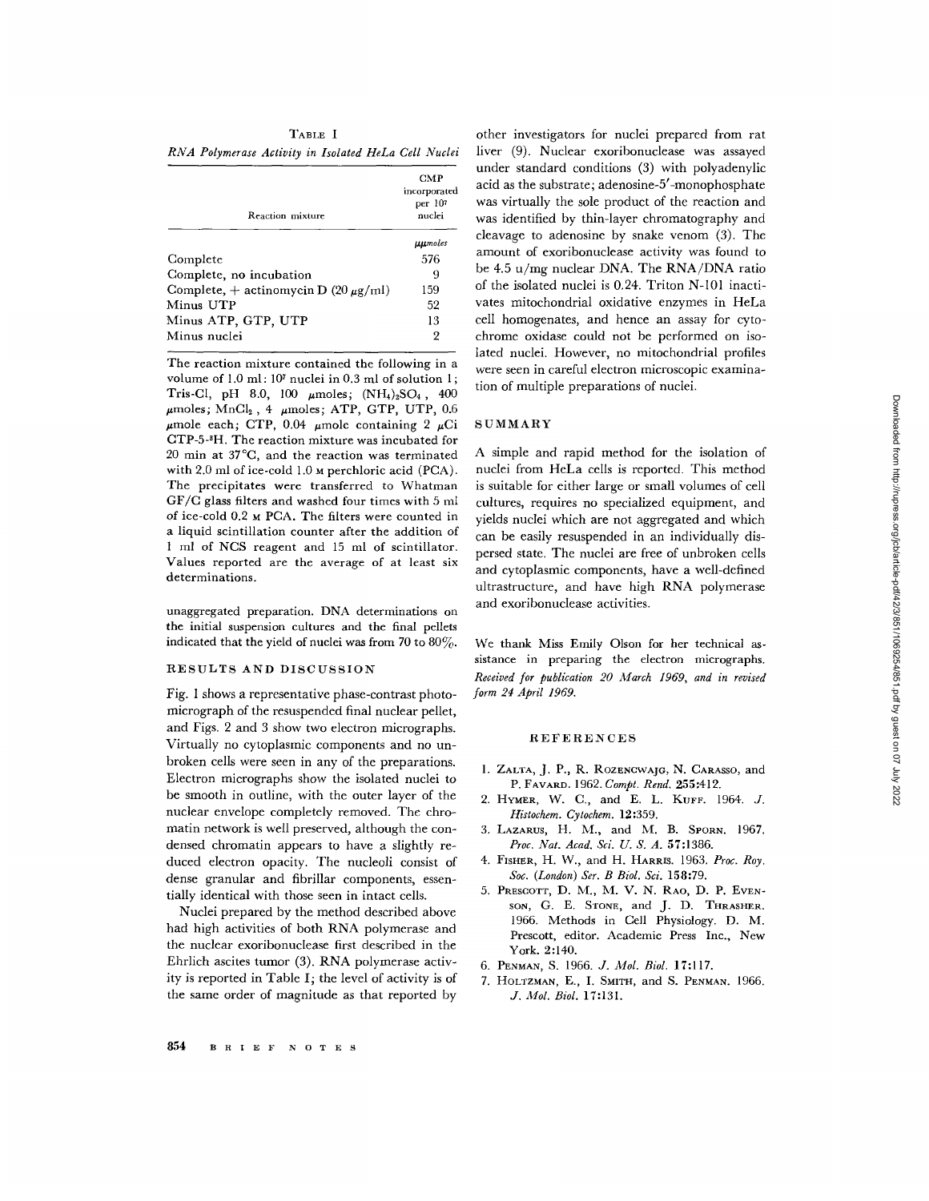TABLE I

*RNA Polymerase Activity in Isolated HeLa Cell Nuclei*

| Reaction mixture | CMP incorporated per $10^7$ nuclei |
|---|---|
| | *μμmoles* |
| Complete | 576 |
| Complete, no incubation | 9 |
| Complete, + actinomycin D (20 μg/ml) | 159 |
| Minus UTP | 52 |
| Minus ATP, GTP, UTP | 13 |
| Minus nuclei | 2 |

The reaction mixture contained the following in a volume of 1.0 ml: $10^7$ nuclei in 0.3 ml of solution 1; Tris-Cl, pH 8.0, 100 μmoles; $(NH_4)_2SO_4$, 400 μmoles; $MnCl_2$, 4 μmoles; ATP, GTP, UTP, 0.6 μmole each; CTP, 0.04 μmole containing 2 μCi CTP-5-$^3$H. The reaction mixture was incubated for 20 min at 37°C, and the reaction was terminated with 2.0 ml of ice-cold 1.0 M perchloric acid (PCA). The precipitates were transferred to Whatman GF/C glass filters and washed four times with 5 ml of ice-cold 0.2 M PCA. The filters were counted in a liquid scintillation counter after the addition of 1 ml of NCS reagent and 15 ml of scintillator. Values reported are the average of at least six determinations.

unaggregated preparation. DNA determinations on the initial suspension cultures and the final pellets indicated that the yield of nuclei was from 70 to 80%.

## RESULTS AND DISCUSSION

Fig. 1 shows a representative phase-contrast photomicrograph of the resuspended final nuclear pellet, and Figs. 2 and 3 show two electron micrographs. Virtually no cytoplasmic components and no unbroken cells were seen in any of the preparations. Electron micrographs show the isolated nuclei to be smooth in outline, with the outer layer of the nuclear envelope completely removed. The chromatin network is well preserved, although the condensed chromatin appears to have a slightly reduced electron opacity. The nucleoli consist of dense granular and fibrillar components, essentially identical with those seen in intact cells.

Nuclei prepared by the method described above had high activities of both RNA polymerase and the nuclear exoribonuclease first described in the Ehrlich ascites tumor (3). RNA polymerase activity is reported in Table I; the level of activity is of the same order of magnitude as that reported by other investigators for nuclei prepared from rat liver (9). Nuclear exoribonuclease was assayed under standard conditions (3) with polyadenylic acid as the substrate; adenosine-5′-monophosphate was virtually the sole product of the reaction and was identified by thin-layer chromatography and cleavage to adenosine by snake venom (3). The amount of exoribonuclease activity was found to be 4.5 u/mg nuclear DNA. The RNA/DNA ratio of the isolated nuclei is 0.24. Triton N-101 inactivates mitochondrial oxidative enzymes in HeLa cell homogenates, and hence an assay for cytochrome oxidase could not be performed on isolated nuclei. However, no mitochondrial profiles were seen in careful electron microscopic examination of multiple preparations of nuclei.

## SUMMARY

A simple and rapid method for the isolation of nuclei from HeLa cells is reported. This method is suitable for either large or small volumes of cell cultures, requires no specialized equipment, and yields nuclei which are not aggregated and which can be easily resuspended in an individually dispersed state. The nuclei are free of unbroken cells and cytoplasmic components, have a well-defined ultrastructure, and have high RNA polymerase and exoribonuclease activities.

We thank Miss Emily Olson for her technical assistance in preparing the electron micrographs.

*Received for publication 20 March 1969, and in revised form 24 April 1969.*

## REFERENCES

1. ZALTA, J. P., R. ROZENCWAJG, N. CARASSO, and P. FAVARD. 1962. *Compt. Rend.* **255**:412.
2. HYMER, W. C., and E. L. KUFF. 1964. *J. Histochem. Cytochem.* **12**:359.
3. LAZARUS, H. M., and M. B. SPORN. 1967. *Proc. Nat. Acad. Sci. U. S. A.* **57**:1386.
4. FISHER, H. W., and H. HARRIS. 1963. *Proc. Roy. Soc. (London) Ser. B Biol. Sci.* **158**:79.
5. PRESCOTT, D. M., M. V. N. RAO, D. P. EVENSON, G. E. STONE, and J. D. THRASHER. 1966. Methods in Cell Physiology. D. M. Prescott, editor. Academic Press Inc., New York. **2**:140.
6. PENMAN, S. 1966. *J. Mol. Biol.* **17**:117.
7. HOLTZMAN, E., I. SMITH, and S. PENMAN. 1966. *J. Mol. Biol.* **17**:131.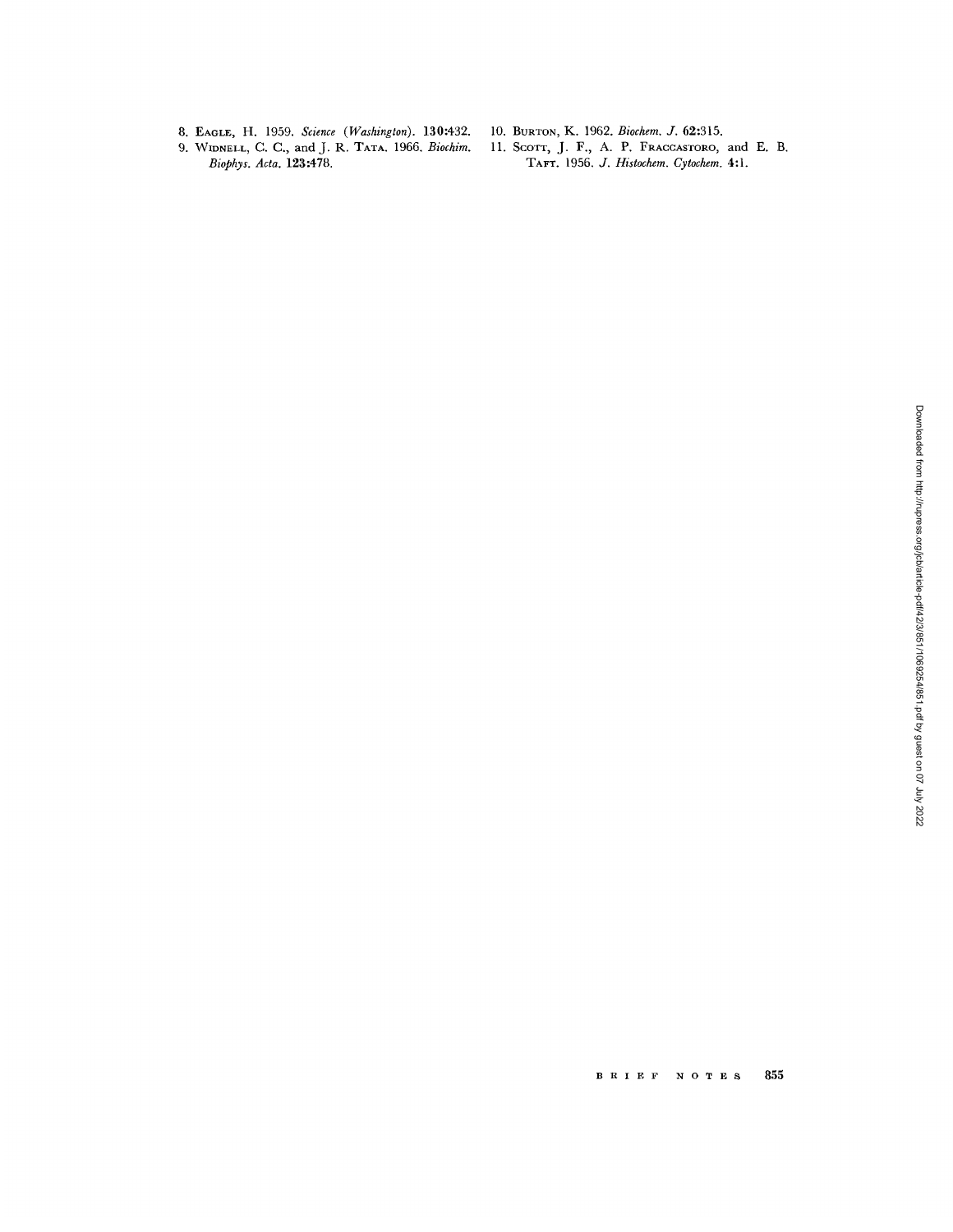8. EAGLE, H. 1959. *Science (Washington)*. **130**:432.
9. WIDNELL, C. C., and J. R. TATA. 1966. *Biochim. Biophys. Acta*. **123**:478.
10. BURTON, K. 1962. *Biochem. J.* **62**:315.
11. SCOTT, J. F., A. P. FRACCASTORO, and E. B. TAFT. 1956. *J. Histochem. Cytochem.* **4**:1.